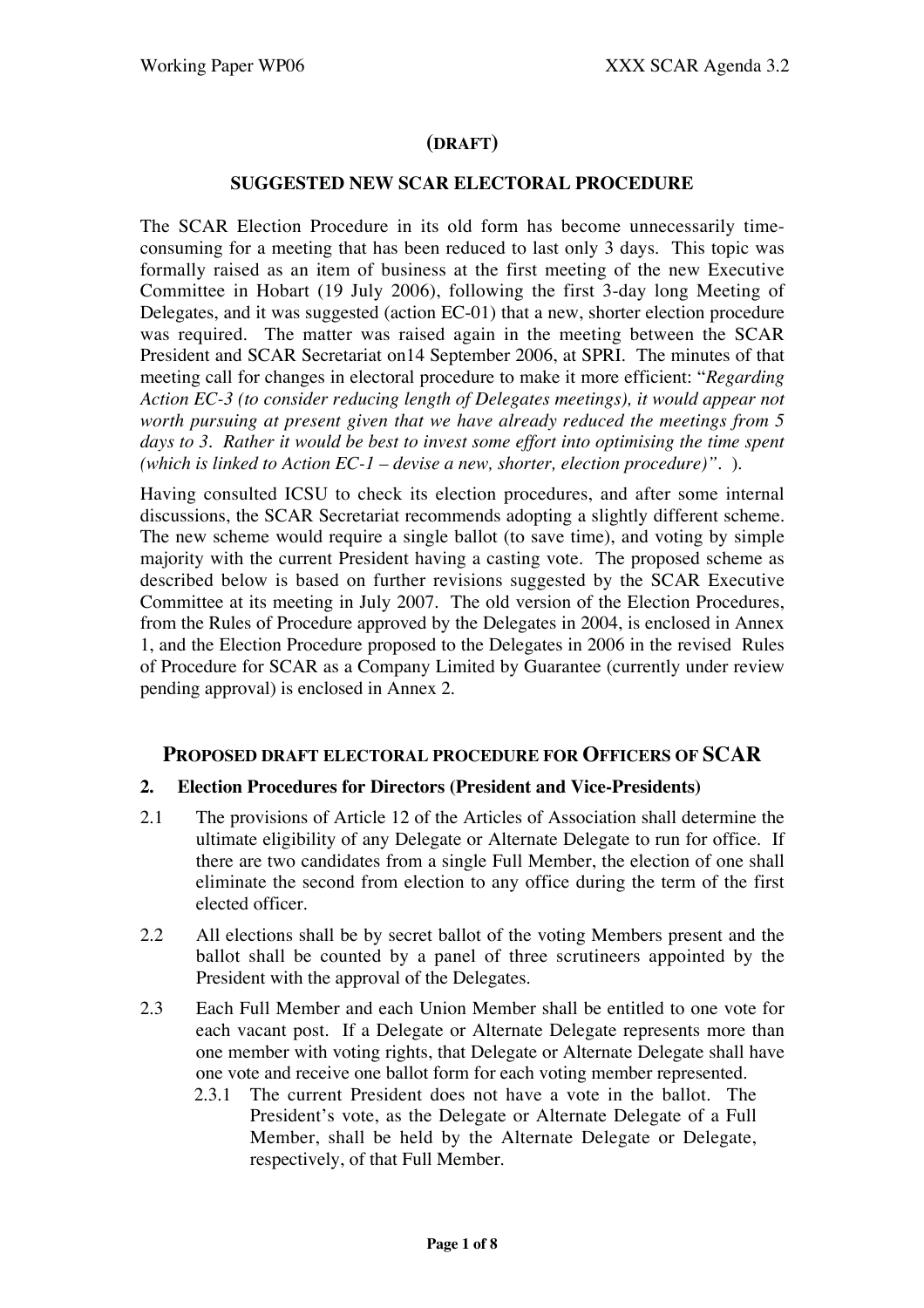**(DRAFT)**

**SUGGESTED NEW SCAR ELECTORAL PROCEDURE**

The SCAR Election Procedure in its old form has become unnecessarily time-consuming for a meeting that has been reduced to last only 3 days. This topic was formally raised as an item of business at the first meeting of the new Executive Committee in Hobart (19 July 2006), following the first 3-day long Meeting of Delegates, and it was suggested (action EC-01) that a new, shorter election procedure was required. The matter was raised again in the meeting between the SCAR President and SCAR Secretariat on14 September 2006, at SPRI. The minutes of that meeting call for changes in electoral procedure to make it more efficient: "*Regarding Action EC-3 (to consider reducing length of Delegates meetings), it would appear not worth pursuing at present given that we have already reduced the meetings from 5 days to 3. Rather it would be best to invest some effort into optimising the time spent (which is linked to Action EC-1 – devise a new, shorter, election procedure)*". ).

Having consulted ICSU to check its election procedures, and after some internal discussions, the SCAR Secretariat recommends adopting a slightly different scheme. The new scheme would require a single ballot (to save time), and voting by simple majority with the current President having a casting vote. The proposed scheme as described below is based on further revisions suggested by the SCAR Executive Committee at its meeting in July 2007. The old version of the Election Procedures, from the Rules of Procedure approved by the Delegates in 2004, is enclosed in Annex 1, and the Election Procedure proposed to the Delegates in 2006 in the revised Rules of Procedure for SCAR as a Company Limited by Guarantee (currently under review pending approval) is enclosed in Annex 2.

## PROPOSED DRAFT ELECTORAL PROCEDURE FOR OFFICERS OF SCAR

### 2. Election Procedures for Directors (President and Vice-Presidents)

2.1 The provisions of Article 12 of the Articles of Association shall determine the ultimate eligibility of any Delegate or Alternate Delegate to run for office. If there are two candidates from a single Full Member, the election of one shall eliminate the second from election to any office during the term of the first elected officer.

2.2 All elections shall be by secret ballot of the voting Members present and the ballot shall be counted by a panel of three scrutineers appointed by the President with the approval of the Delegates.

2.3 Each Full Member and each Union Member shall be entitled to one vote for each vacant post. If a Delegate or Alternate Delegate represents more than one member with voting rights, that Delegate or Alternate Delegate shall have one vote and receive one ballot form for each voting member represented.

2.3.1 The current President does not have a vote in the ballot. The President's vote, as the Delegate or Alternate Delegate of a Full Member, shall be held by the Alternate Delegate or Delegate, respectively, of that Full Member.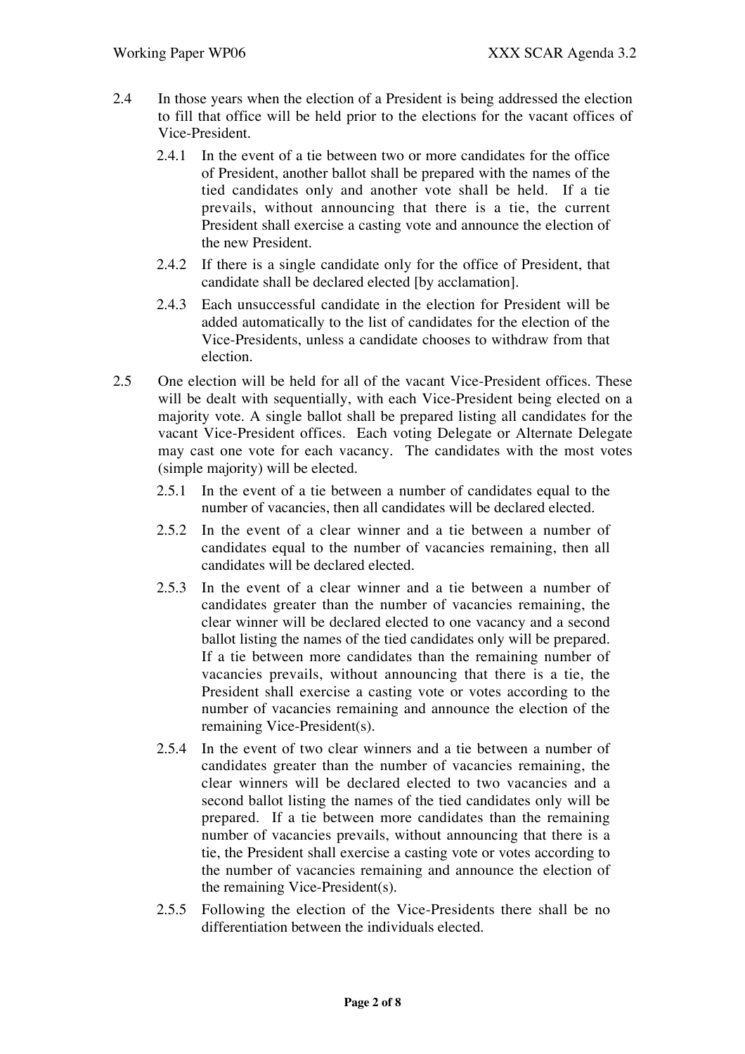2.4 In those years when the election of a President is being addressed the election to fill that office will be held prior to the elections for the vacant offices of Vice-President.

2.4.1 In the event of a tie between two or more candidates for the office of President, another ballot shall be prepared with the names of the tied candidates only and another vote shall be held. If a tie prevails, without announcing that there is a tie, the current President shall exercise a casting vote and announce the election of the new President.

2.4.2 If there is a single candidate only for the office of President, that candidate shall be declared elected [by acclamation].

2.4.3 Each unsuccessful candidate in the election for President will be added automatically to the list of candidates for the election of the Vice-Presidents, unless a candidate chooses to withdraw from that election.

2.5 One election will be held for all of the vacant Vice-President offices. These will be dealt with sequentially, with each Vice-President being elected on a majority vote. A single ballot shall be prepared listing all candidates for the vacant Vice-President offices. Each voting Delegate or Alternate Delegate may cast one vote for each vacancy. The candidates with the most votes (simple majority) will be elected.

2.5.1 In the event of a tie between a number of candidates equal to the number of vacancies, then all candidates will be declared elected.

2.5.2 In the event of a clear winner and a tie between a number of candidates equal to the number of vacancies remaining, then all candidates will be declared elected.

2.5.3 In the event of a clear winner and a tie between a number of candidates greater than the number of vacancies remaining, the clear winner will be declared elected to one vacancy and a second ballot listing the names of the tied candidates only will be prepared. If a tie between more candidates than the remaining number of vacancies prevails, without announcing that there is a tie, the President shall exercise a casting vote or votes according to the number of vacancies remaining and announce the election of the remaining Vice-President(s).

2.5.4 In the event of two clear winners and a tie between a number of candidates greater than the number of vacancies remaining, the clear winners will be declared elected to two vacancies and a second ballot listing the names of the tied candidates only will be prepared. If a tie between more candidates than the remaining number of vacancies prevails, without announcing that there is a tie, the President shall exercise a casting vote or votes according to the number of vacancies remaining and announce the election of the remaining Vice-President(s).

2.5.5 Following the election of the Vice-Presidents there shall be no differentiation between the individuals elected.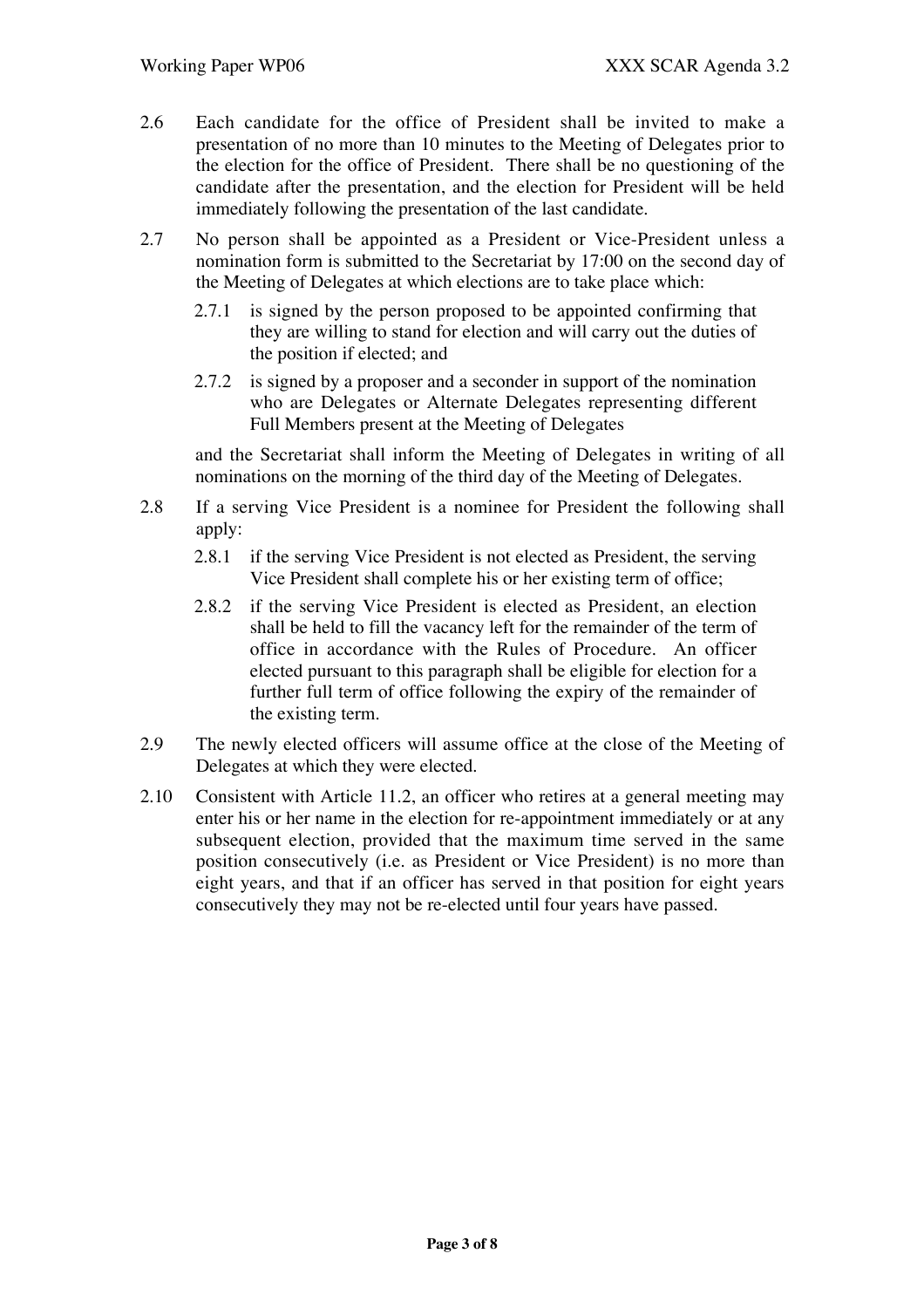2.6 Each candidate for the office of President shall be invited to make a presentation of no more than 10 minutes to the Meeting of Delegates prior to the election for the office of President. There shall be no questioning of the candidate after the presentation, and the election for President will be held immediately following the presentation of the last candidate.

2.7 No person shall be appointed as a President or Vice-President unless a nomination form is submitted to the Secretariat by 17:00 on the second day of the Meeting of Delegates at which elections are to take place which:

- 2.7.1 is signed by the person proposed to be appointed confirming that they are willing to stand for election and will carry out the duties of the position if elected; and
- 2.7.2 is signed by a proposer and a seconder in support of the nomination who are Delegates or Alternate Delegates representing different Full Members present at the Meeting of Delegates

and the Secretariat shall inform the Meeting of Delegates in writing of all nominations on the morning of the third day of the Meeting of Delegates.

2.8 If a serving Vice President is a nominee for President the following shall apply:

- 2.8.1 if the serving Vice President is not elected as President, the serving Vice President shall complete his or her existing term of office;
- 2.8.2 if the serving Vice President is elected as President, an election shall be held to fill the vacancy left for the remainder of the term of office in accordance with the Rules of Procedure. An officer elected pursuant to this paragraph shall be eligible for election for a further full term of office following the expiry of the remainder of the existing term.

2.9 The newly elected officers will assume office at the close of the Meeting of Delegates at which they were elected.

2.10 Consistent with Article 11.2, an officer who retires at a general meeting may enter his or her name in the election for re-appointment immediately or at any subsequent election, provided that the maximum time served in the same position consecutively (i.e. as President or Vice President) is no more than eight years, and that if an officer has served in that position for eight years consecutively they may not be re-elected until four years have passed.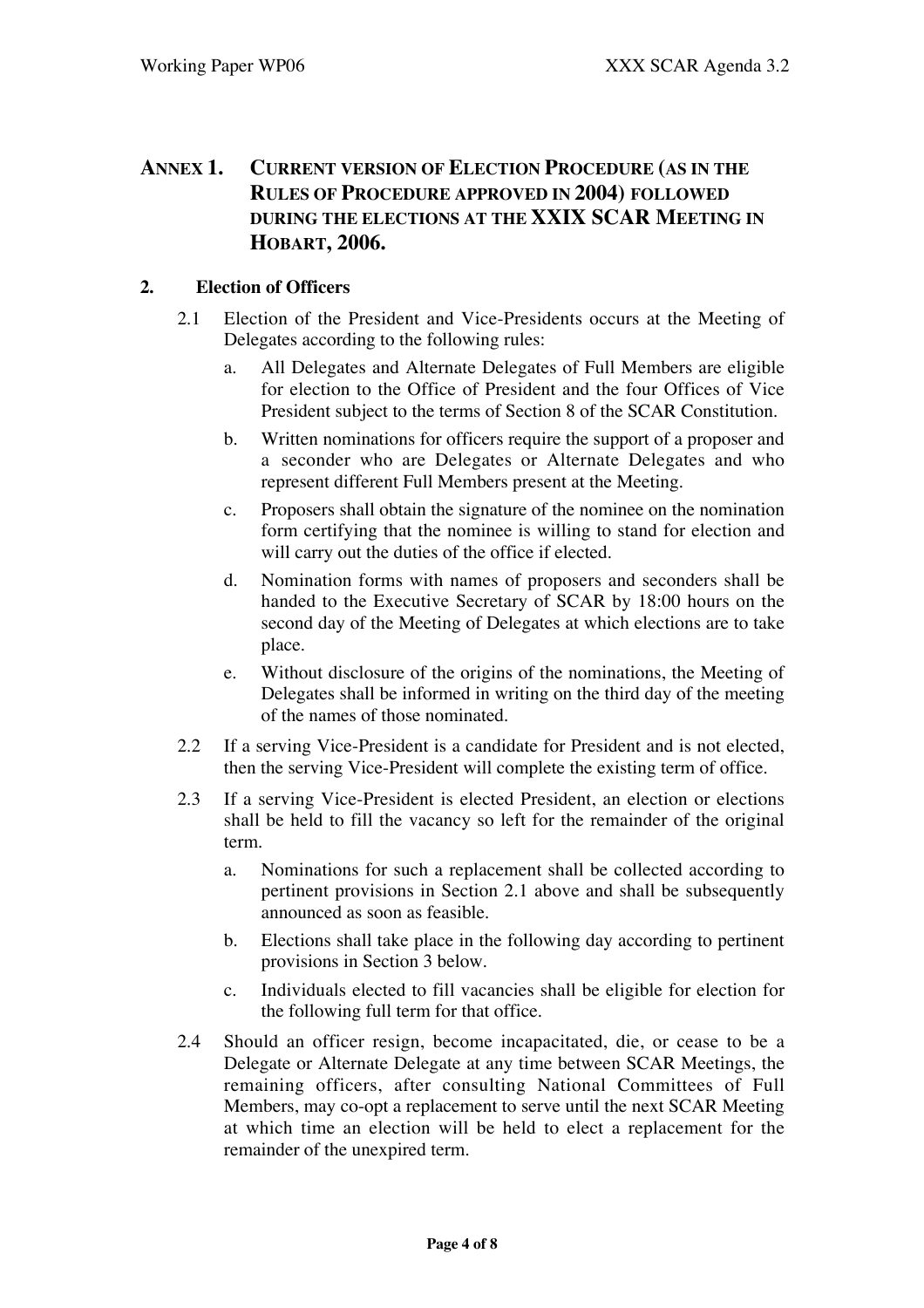# ANNEX 1. CURRENT VERSION OF ELECTION PROCEDURE (AS IN THE RULES OF PROCEDURE APPROVED IN 2004) FOLLOWED DURING THE ELECTIONS AT THE XXIX SCAR MEETING IN HOBART, 2006.

## 2. Election of Officers

2.1 Election of the President and Vice-Presidents occurs at the Meeting of Delegates according to the following rules:

a. All Delegates and Alternate Delegates of Full Members are eligible for election to the Office of President and the four Offices of Vice President subject to the terms of Section 8 of the SCAR Constitution.

b. Written nominations for officers require the support of a proposer and a seconder who are Delegates or Alternate Delegates and who represent different Full Members present at the Meeting.

c. Proposers shall obtain the signature of the nominee on the nomination form certifying that the nominee is willing to stand for election and will carry out the duties of the office if elected.

d. Nomination forms with names of proposers and seconders shall be handed to the Executive Secretary of SCAR by 18:00 hours on the second day of the Meeting of Delegates at which elections are to take place.

e. Without disclosure of the origins of the nominations, the Meeting of Delegates shall be informed in writing on the third day of the meeting of the names of those nominated.

2.2 If a serving Vice-President is a candidate for President and is not elected, then the serving Vice-President will complete the existing term of office.

2.3 If a serving Vice-President is elected President, an election or elections shall be held to fill the vacancy so left for the remainder of the original term.

a. Nominations for such a replacement shall be collected according to pertinent provisions in Section 2.1 above and shall be subsequently announced as soon as feasible.

b. Elections shall take place in the following day according to pertinent provisions in Section 3 below.

c. Individuals elected to fill vacancies shall be eligible for election for the following full term for that office.

2.4 Should an officer resign, become incapacitated, die, or cease to be a Delegate or Alternate Delegate at any time between SCAR Meetings, the remaining officers, after consulting National Committees of Full Members, may co-opt a replacement to serve until the next SCAR Meeting at which time an election will be held to elect a replacement for the remainder of the unexpired term.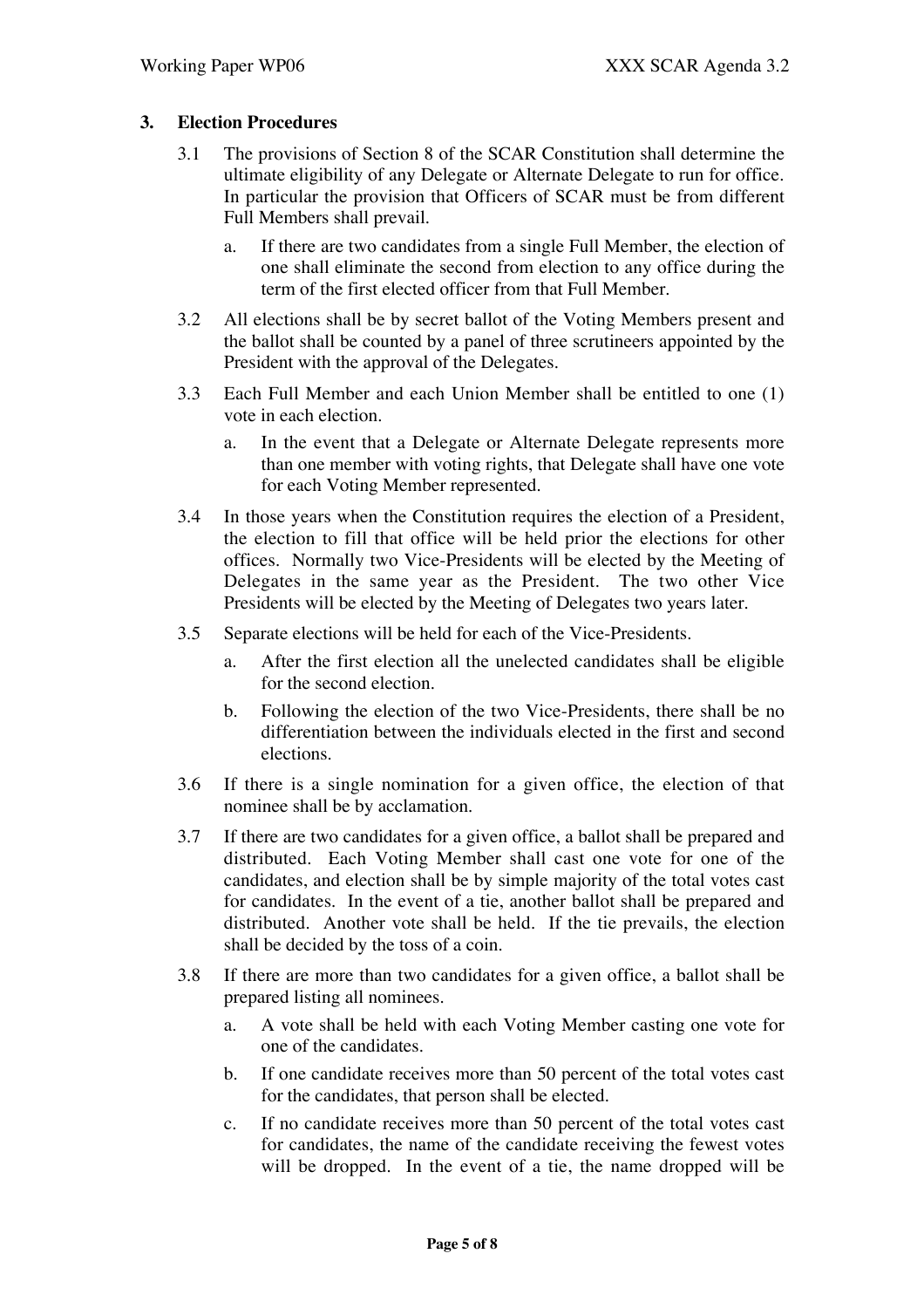## 3. Election Procedures

3.1 The provisions of Section 8 of the SCAR Constitution shall determine the ultimate eligibility of any Delegate or Alternate Delegate to run for office. In particular the provision that Officers of SCAR must be from different Full Members shall prevail.

   a. If there are two candidates from a single Full Member, the election of one shall eliminate the second from election to any office during the term of the first elected officer from that Full Member.

3.2 All elections shall be by secret ballot of the Voting Members present and the ballot shall be counted by a panel of three scrutineers appointed by the President with the approval of the Delegates.

3.3 Each Full Member and each Union Member shall be entitled to one (1) vote in each election.

   a. In the event that a Delegate or Alternate Delegate represents more than one member with voting rights, that Delegate shall have one vote for each Voting Member represented.

3.4 In those years when the Constitution requires the election of a President, the election to fill that office will be held prior the elections for other offices. Normally two Vice-Presidents will be elected by the Meeting of Delegates in the same year as the President. The two other Vice Presidents will be elected by the Meeting of Delegates two years later.

3.5 Separate elections will be held for each of the Vice-Presidents.

   a. After the first election all the unelected candidates shall be eligible for the second election.

   b. Following the election of the two Vice-Presidents, there shall be no differentiation between the individuals elected in the first and second elections.

3.6 If there is a single nomination for a given office, the election of that nominee shall be by acclamation.

3.7 If there are two candidates for a given office, a ballot shall be prepared and distributed. Each Voting Member shall cast one vote for one of the candidates, and election shall be by simple majority of the total votes cast for candidates. In the event of a tie, another ballot shall be prepared and distributed. Another vote shall be held. If the tie prevails, the election shall be decided by the toss of a coin.

3.8 If there are more than two candidates for a given office, a ballot shall be prepared listing all nominees.

   a. A vote shall be held with each Voting Member casting one vote for one of the candidates.

   b. If one candidate receives more than 50 percent of the total votes cast for the candidates, that person shall be elected.

   c. If no candidate receives more than 50 percent of the total votes cast for candidates, the name of the candidate receiving the fewest votes will be dropped. In the event of a tie, the name dropped will be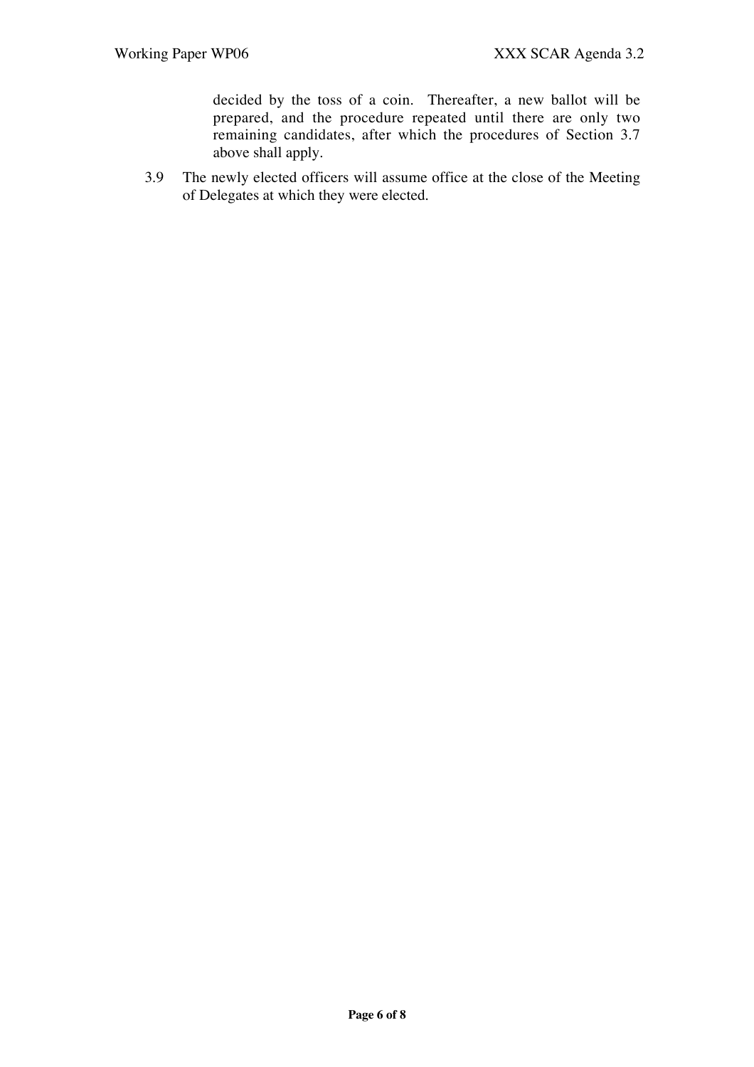decided by the toss of a coin. Thereafter, a new ballot will be prepared, and the procedure repeated until there are only two remaining candidates, after which the procedures of Section 3.7 above shall apply.

3.9 The newly elected officers will assume office at the close of the Meeting of Delegates at which they were elected.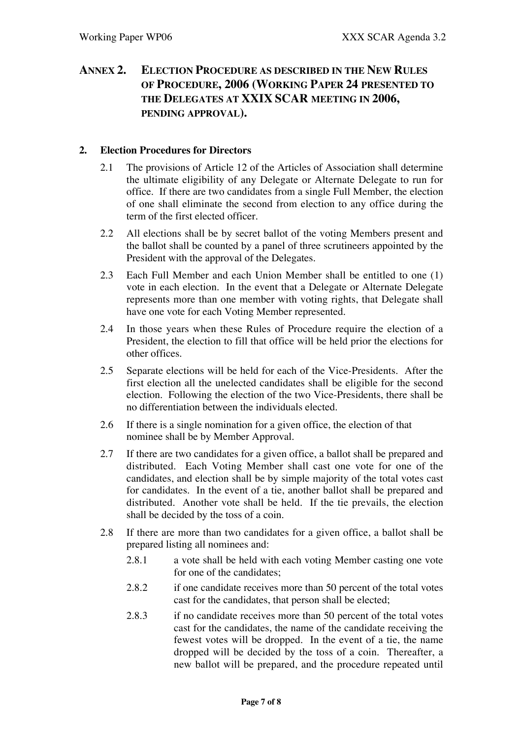## ANNEX 2. ELECTION PROCEDURE AS DESCRIBED IN THE NEW RULES OF PROCEDURE, 2006 (WORKING PAPER 24 PRESENTED TO THE DELEGATES AT XXIX SCAR MEETING IN 2006, PENDING APPROVAL).

**2. Election Procedures for Directors**

2.1 The provisions of Article 12 of the Articles of Association shall determine the ultimate eligibility of any Delegate or Alternate Delegate to run for office. If there are two candidates from a single Full Member, the election of one shall eliminate the second from election to any office during the term of the first elected officer.

2.2 All elections shall be by secret ballot of the voting Members present and the ballot shall be counted by a panel of three scrutineers appointed by the President with the approval of the Delegates.

2.3 Each Full Member and each Union Member shall be entitled to one (1) vote in each election. In the event that a Delegate or Alternate Delegate represents more than one member with voting rights, that Delegate shall have one vote for each Voting Member represented.

2.4 In those years when these Rules of Procedure require the election of a President, the election to fill that office will be held prior the elections for other offices.

2.5 Separate elections will be held for each of the Vice-Presidents. After the first election all the unelected candidates shall be eligible for the second election. Following the election of the two Vice-Presidents, there shall be no differentiation between the individuals elected.

2.6 If there is a single nomination for a given office, the election of that nominee shall be by Member Approval.

2.7 If there are two candidates for a given office, a ballot shall be prepared and distributed. Each Voting Member shall cast one vote for one of the candidates, and election shall be by simple majority of the total votes cast for candidates. In the event of a tie, another ballot shall be prepared and distributed. Another vote shall be held. If the tie prevails, the election shall be decided by the toss of a coin.

2.8 If there are more than two candidates for a given office, a ballot shall be prepared listing all nominees and:

2.8.1 a vote shall be held with each voting Member casting one vote for one of the candidates;

2.8.2 if one candidate receives more than 50 percent of the total votes cast for the candidates, that person shall be elected;

2.8.3 if no candidate receives more than 50 percent of the total votes cast for the candidates, the name of the candidate receiving the fewest votes will be dropped. In the event of a tie, the name dropped will be decided by the toss of a coin. Thereafter, a new ballot will be prepared, and the procedure repeated until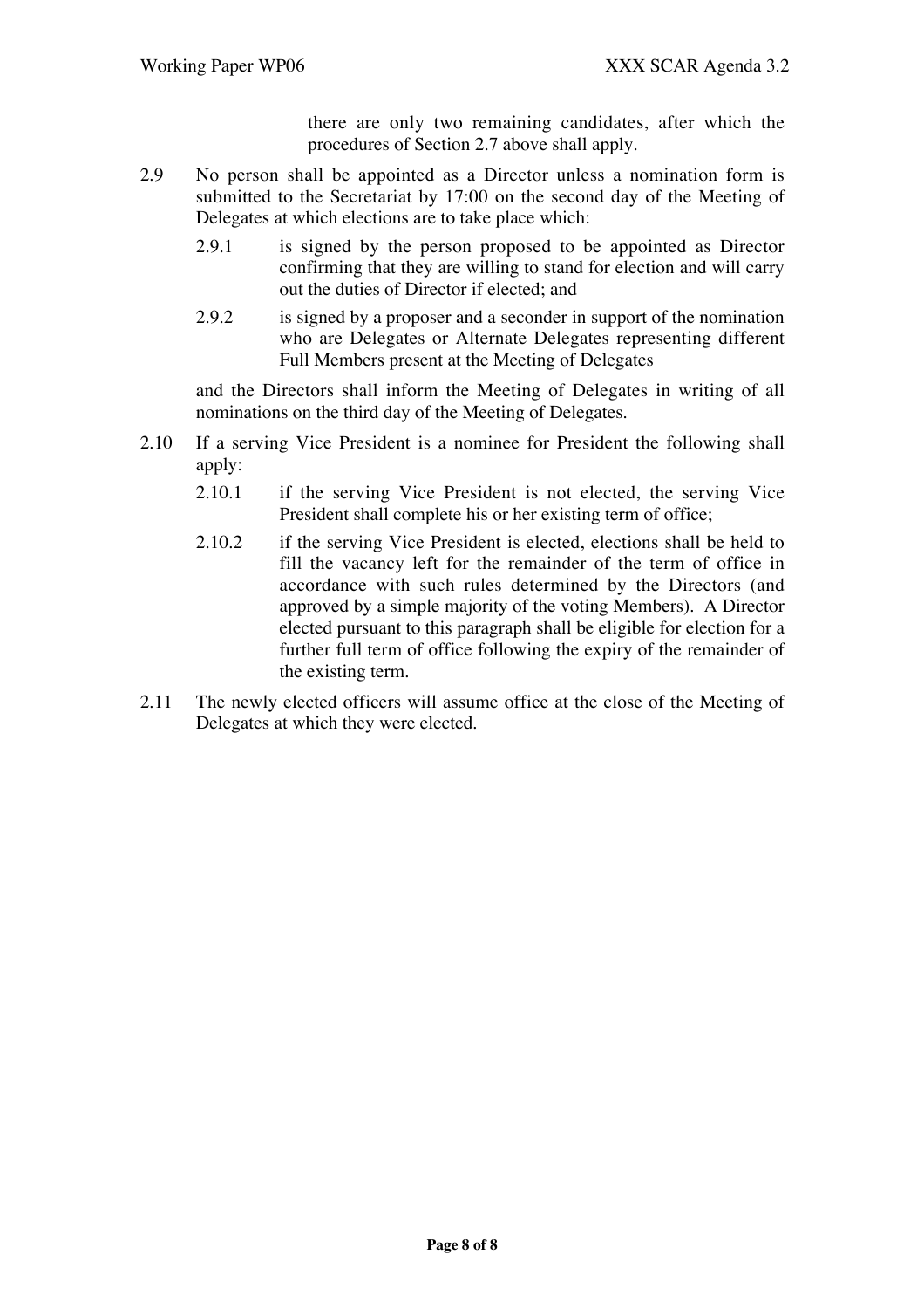there are only two remaining candidates, after which the procedures of Section 2.7 above shall apply.

2.9 No person shall be appointed as a Director unless a nomination form is submitted to the Secretariat by 17:00 on the second day of the Meeting of Delegates at which elections are to take place which:

  2.9.1 is signed by the person proposed to be appointed as Director confirming that they are willing to stand for election and will carry out the duties of Director if elected; and

  2.9.2 is signed by a proposer and a seconder in support of the nomination who are Delegates or Alternate Delegates representing different Full Members present at the Meeting of Delegates

  and the Directors shall inform the Meeting of Delegates in writing of all nominations on the third day of the Meeting of Delegates.

2.10 If a serving Vice President is a nominee for President the following shall apply:

  2.10.1 if the serving Vice President is not elected, the serving Vice President shall complete his or her existing term of office;

  2.10.2 if the serving Vice President is elected, elections shall be held to fill the vacancy left for the remainder of the term of office in accordance with such rules determined by the Directors (and approved by a simple majority of the voting Members). A Director elected pursuant to this paragraph shall be eligible for election for a further full term of office following the expiry of the remainder of the existing term.

2.11 The newly elected officers will assume office at the close of the Meeting of Delegates at which they were elected.